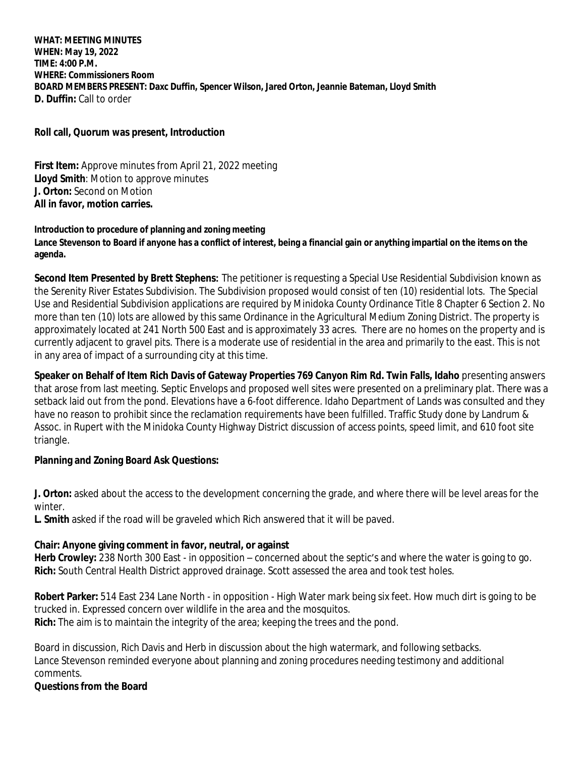**WHAT: MEETING MINUTES**
**WHEN: May 19, 2022**
**TIME: 4:00 P.M.**
**WHERE: Commissioners Room**
**BOARD MEMBERS PRESENT: Daxc Duffin, Spencer Wilson, Jared Orton, Jeannie Bateman, Lloyd Smith**
**D. Duffin:** Call to order

**Roll call, Quorum was present, Introduction**

**First Item:** Approve minutes from April 21, 2022 meeting
**Lloyd Smith**: Motion to approve minutes
**J. Orton:** Second on Motion
**All in favor, motion carries.**

**Introduction to procedure of planning and zoning meeting**
**Lance Stevenson to Board if anyone has a conflict of interest, being a financial gain or anything impartial on the items on the agenda.**

**Second Item Presented by Brett Stephens:** The petitioner is requesting a Special Use Residential Subdivision known as the Serenity River Estates Subdivision. The Subdivision proposed would consist of ten (10) residential lots. The Special Use and Residential Subdivision applications are required by Minidoka County Ordinance Title 8 Chapter 6 Section 2. No more than ten (10) lots are allowed by this same Ordinance in the Agricultural Medium Zoning District. The property is approximately located at 241 North 500 East and is approximately 33 acres. There are no homes on the property and is currently adjacent to gravel pits. There is a moderate use of residential in the area and primarily to the east. This is not in any area of impact of a surrounding city at this time.

**Speaker on Behalf of Item Rich Davis of Gateway Properties 769 Canyon Rim Rd. Twin Falls, Idaho** presenting answers that arose from last meeting. Septic Envelops and proposed well sites were presented on a preliminary plat. There was a setback laid out from the pond. Elevations have a 6-foot difference. Idaho Department of Lands was consulted and they have no reason to prohibit since the reclamation requirements have been fulfilled. Traffic Study done by Landrum & Assoc. in Rupert with the Minidoka County Highway District discussion of access points, speed limit, and 610 foot site triangle.

**Planning and Zoning Board Ask Questions:**

**J. Orton:** asked about the access to the development concerning the grade, and where there will be level areas for the winter.
**L. Smith** asked if the road will be graveled which Rich answered that it will be paved.

**Chair: Anyone giving comment in favor, neutral, or against**
**Herb Crowley:** 238 North 300 East - in opposition – concerned about the septic's and where the water is going to go.
**Rich:** South Central Health District approved drainage. Scott assessed the area and took test holes.

**Robert Parker:** 514 East 234 Lane North - in opposition - High Water mark being six feet. How much dirt is going to be trucked in. Expressed concern over wildlife in the area and the mosquitos.
**Rich:** The aim is to maintain the integrity of the area; keeping the trees and the pond.

Board in discussion, Rich Davis and Herb in discussion about the high watermark, and following setbacks.
Lance Stevenson reminded everyone about planning and zoning procedures needing testimony and additional comments.
**Questions from the Board**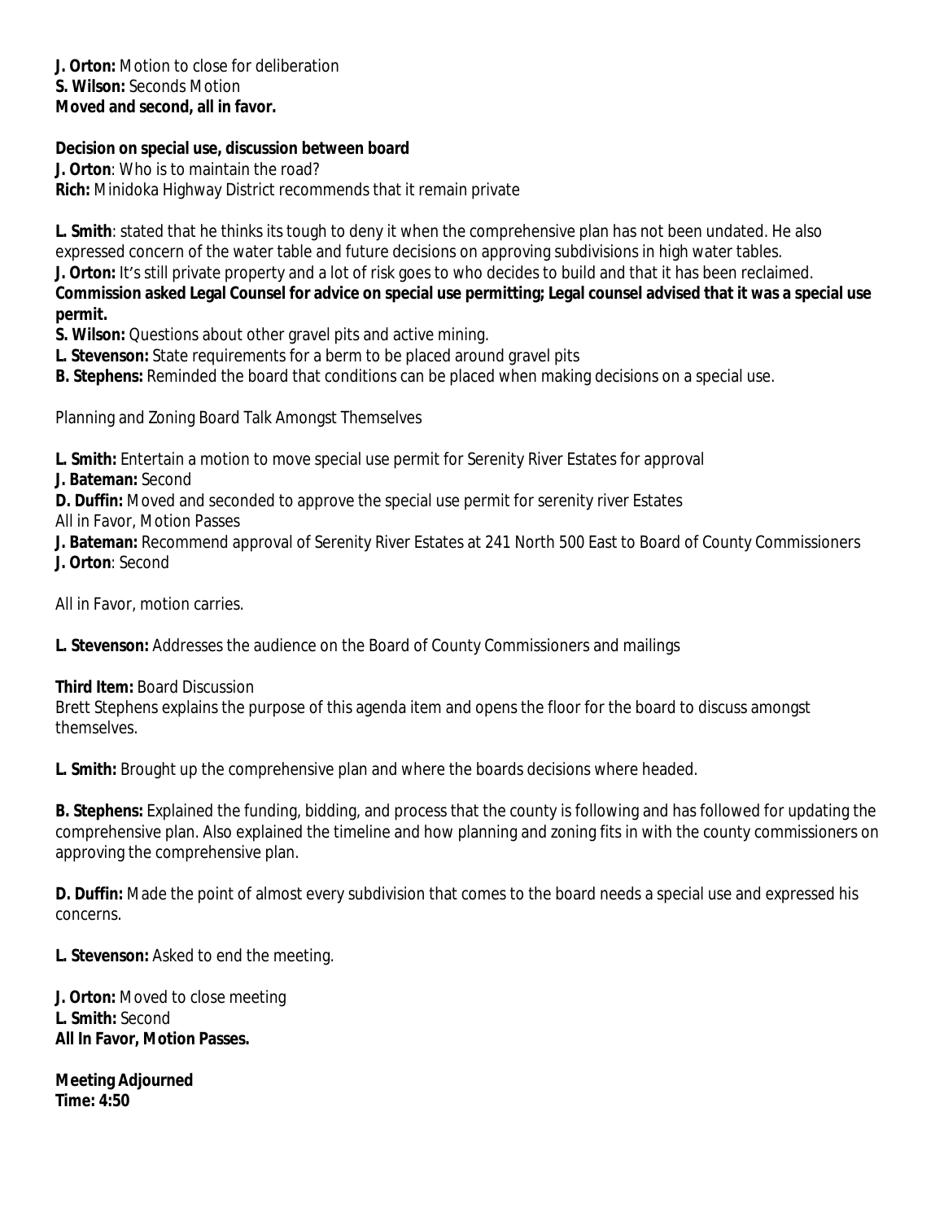**J. Orton:** Motion to close for deliberation
**S. Wilson:** Seconds Motion
**Moved and second, all in favor.**

**Decision on special use, discussion between board**
**J. Orton**: Who is to maintain the road?
**Rich:** Minidoka Highway District recommends that it remain private

**L. Smith**: stated that he thinks its tough to deny it when the comprehensive plan has not been undated. He also expressed concern of the water table and future decisions on approving subdivisions in high water tables.
**J. Orton:** It's still private property and a lot of risk goes to who decides to build and that it has been reclaimed.
**Commission asked Legal Counsel for advice on special use permitting; Legal counsel advised that it was a special use permit.**
**S. Wilson:** Questions about other gravel pits and active mining.
**L. Stevenson:** State requirements for a berm to be placed around gravel pits
**B. Stephens:** Reminded the board that conditions can be placed when making decisions on a special use.

Planning and Zoning Board Talk Amongst Themselves

**L. Smith:** Entertain a motion to move special use permit for Serenity River Estates for approval
**J. Bateman:** Second
**D. Duffin:** Moved and seconded to approve the special use permit for serenity river Estates
All in Favor, Motion Passes
**J. Bateman:** Recommend approval of Serenity River Estates at 241 North 500 East to Board of County Commissioners
**J. Orton**: Second

All in Favor, motion carries.

**L. Stevenson:** Addresses the audience on the Board of County Commissioners and mailings

**Third Item:** Board Discussion
Brett Stephens explains the purpose of this agenda item and opens the floor for the board to discuss amongst themselves.

**L. Smith:** Brought up the comprehensive plan and where the boards decisions where headed.

**B. Stephens:** Explained the funding, bidding, and process that the county is following and has followed for updating the comprehensive plan. Also explained the timeline and how planning and zoning fits in with the county commissioners on approving the comprehensive plan.

**D. Duffin:** Made the point of almost every subdivision that comes to the board needs a special use and expressed his concerns.

**L. Stevenson:** Asked to end the meeting.

**J. Orton:** Moved to close meeting
**L. Smith:** Second
**All In Favor, Motion Passes.**

**Meeting Adjourned**
**Time: 4:50**